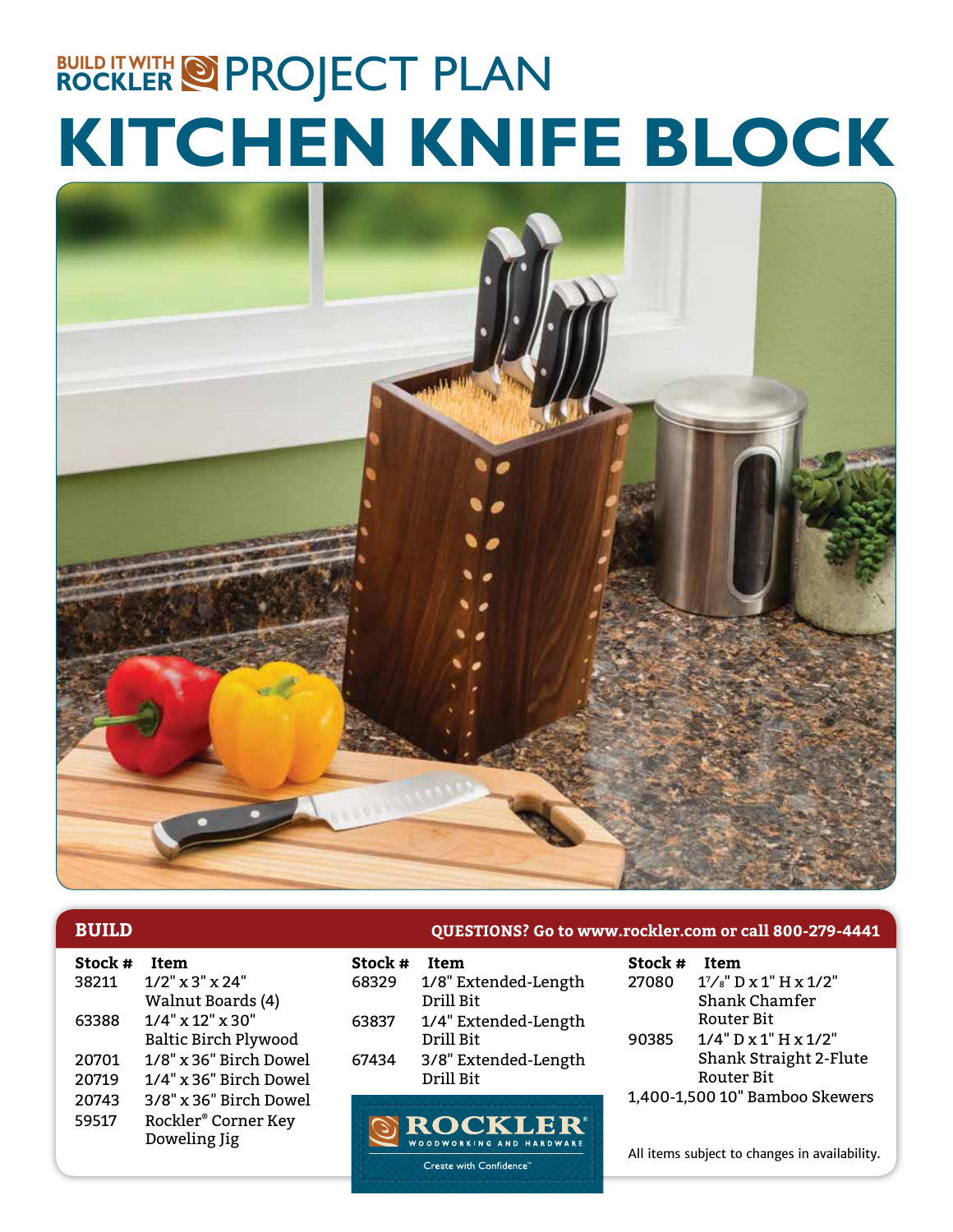BUILD IT WITH ROCKLER PROJECT PLAN

# KITCHEN KNIFE BLOCK

## BUILD

**QUESTIONS? Go to www.rockler.com or call 800-279-4441**

| Stock # | Item |
|---|---|
| 38211 | 1/2" x 3" x 24" Walnut Boards (4) |
| 63388 | 1/4" x 12" x 30" Baltic Birch Plywood |
| 20701 | 1/8" x 36" Birch Dowel |
| 20719 | 1/4" x 36" Birch Dowel |
| 20743 | 3/8" x 36" Birch Dowel |
| 59517 | Rockler® Corner Key Doweling Jig |
| 68329 | 1/8" Extended-Length Drill Bit |
| 63837 | 1/4" Extended-Length Drill Bit |
| 67434 | 3/8" Extended-Length Drill Bit |
| 27080 | 1⅞" D x 1" H x 1/2" Shank Chamfer Router Bit |
| 90385 | 1/4" D x 1" H x 1/2" Shank Straight 2-Flute Router Bit |

1,400-1,500 10" Bamboo Skewers

ROCKLER WOODWORKING AND HARDWARE
Create with Confidence™

All items subject to changes in availability.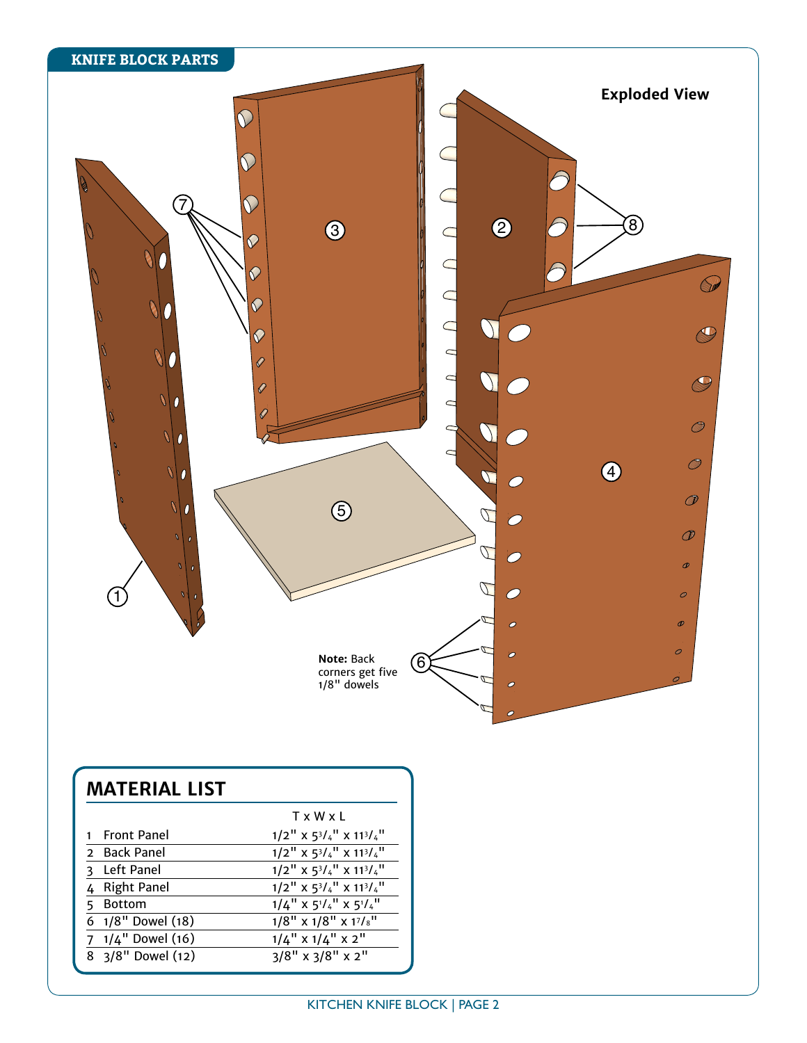## KNIFE BLOCK PARTS

**Exploded View**

**Note:** Back corners get five 1/8" dowels

## MATERIAL LIST

| | | T x W x L |
|---|---|---|
| 1 | Front Panel | 1/2" x 5 3/4" x 11 3/4" |
| 2 | Back Panel | 1/2" x 5 3/4" x 11 3/4" |
| 3 | Left Panel | 1/2" x 5 3/4" x 11 3/4" |
| 4 | Right Panel | 1/2" x 5 3/4" x 11 3/4" |
| 5 | Bottom | 1/4" x 5 1/4" x 5 1/4" |
| 6 | 1/8" Dowel (18) | 1/8" x 1/8" x 1 7/8" |
| 7 | 1/4" Dowel (16) | 1/4" x 1/4" x 2" |
| 8 | 3/8" Dowel (12) | 3/8" x 3/8" x 2" |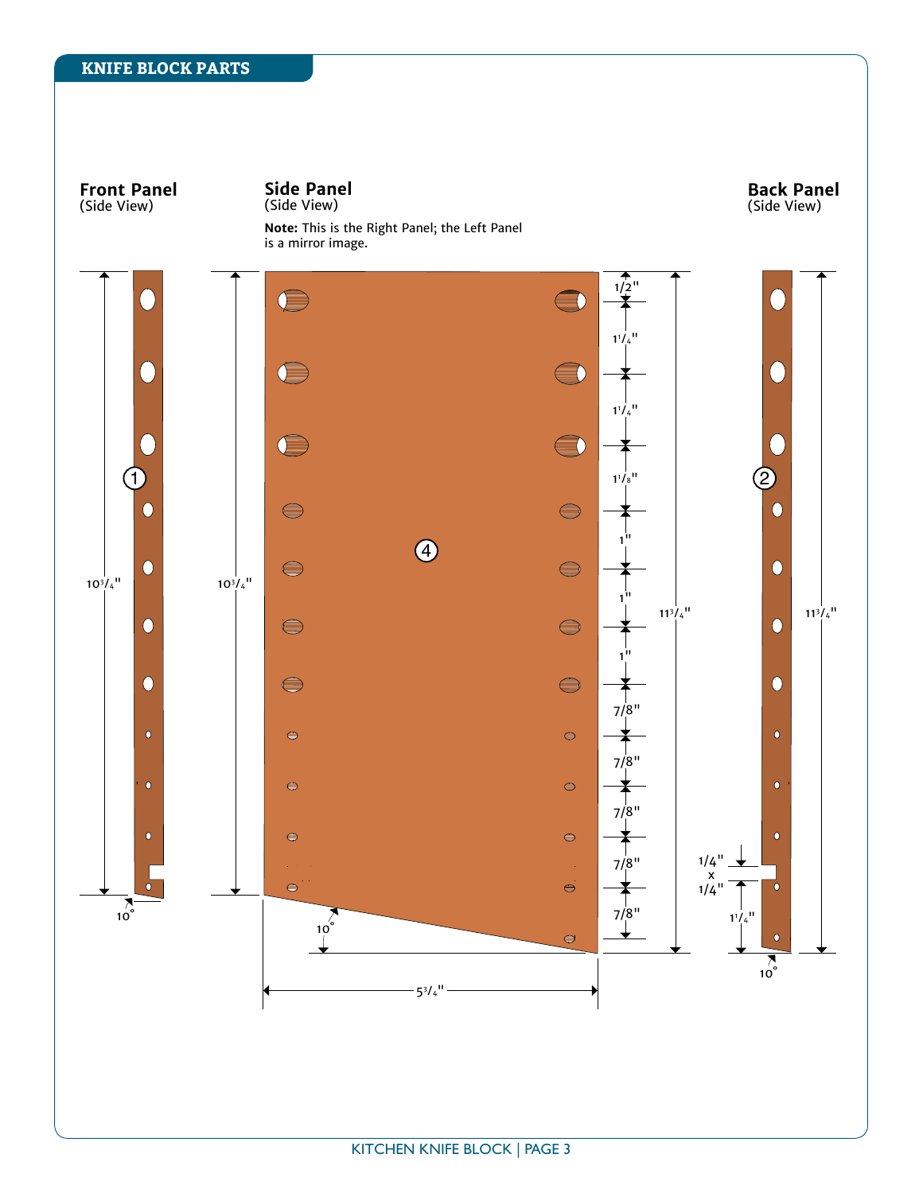## KNIFE BLOCK PARTS

**Front Panel**
(Side View)

**Side Panel**
(Side View)

**Note:** This is the Right Panel; the Left Panel is a mirror image.

**Back Panel**
(Side View)

1

4

2

$10^3/_4$"

$10^3/_4$"

1/2"

$1^1/_4$"

$1^1/_4$"

$1^1/_8$"

1"

1"

1"

7/8"

7/8"

7/8"

7/8"

7/8"

$11^3/_4$"

$11^3/_4$"

1/4" x 1/4"

$1^1/_4$"

10°

10°

10°

$5^3/_4$"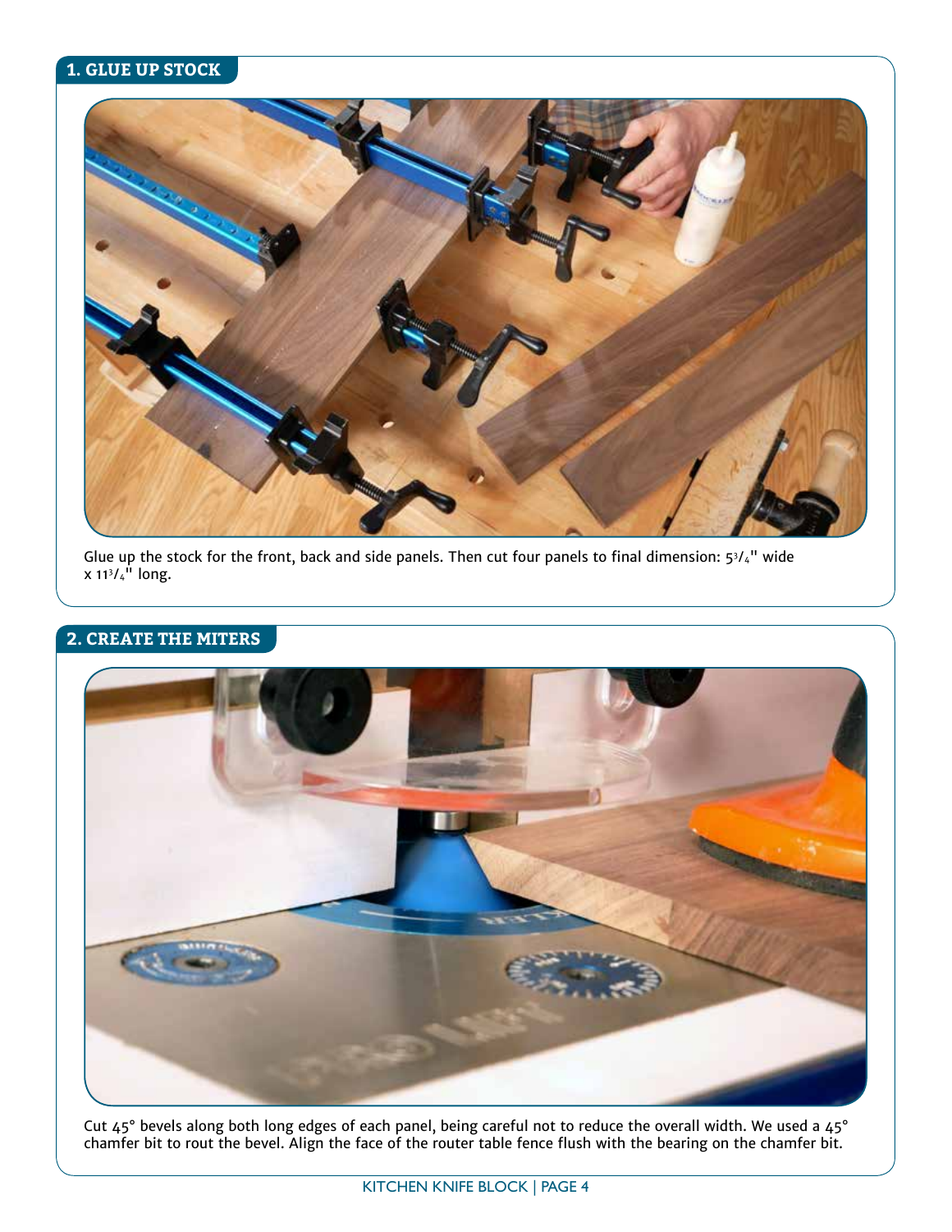## 1. GLUE UP STOCK

Glue up the stock for the front, back and side panels. Then cut four panels to final dimension: $5^3/_4$" wide x $11^3/_4$" long.

## 2. CREATE THE MITERS

Cut 45° bevels along both long edges of each panel, being careful not to reduce the overall width. We used a 45° chamfer bit to rout the bevel. Align the face of the router table fence flush with the bearing on the chamfer bit.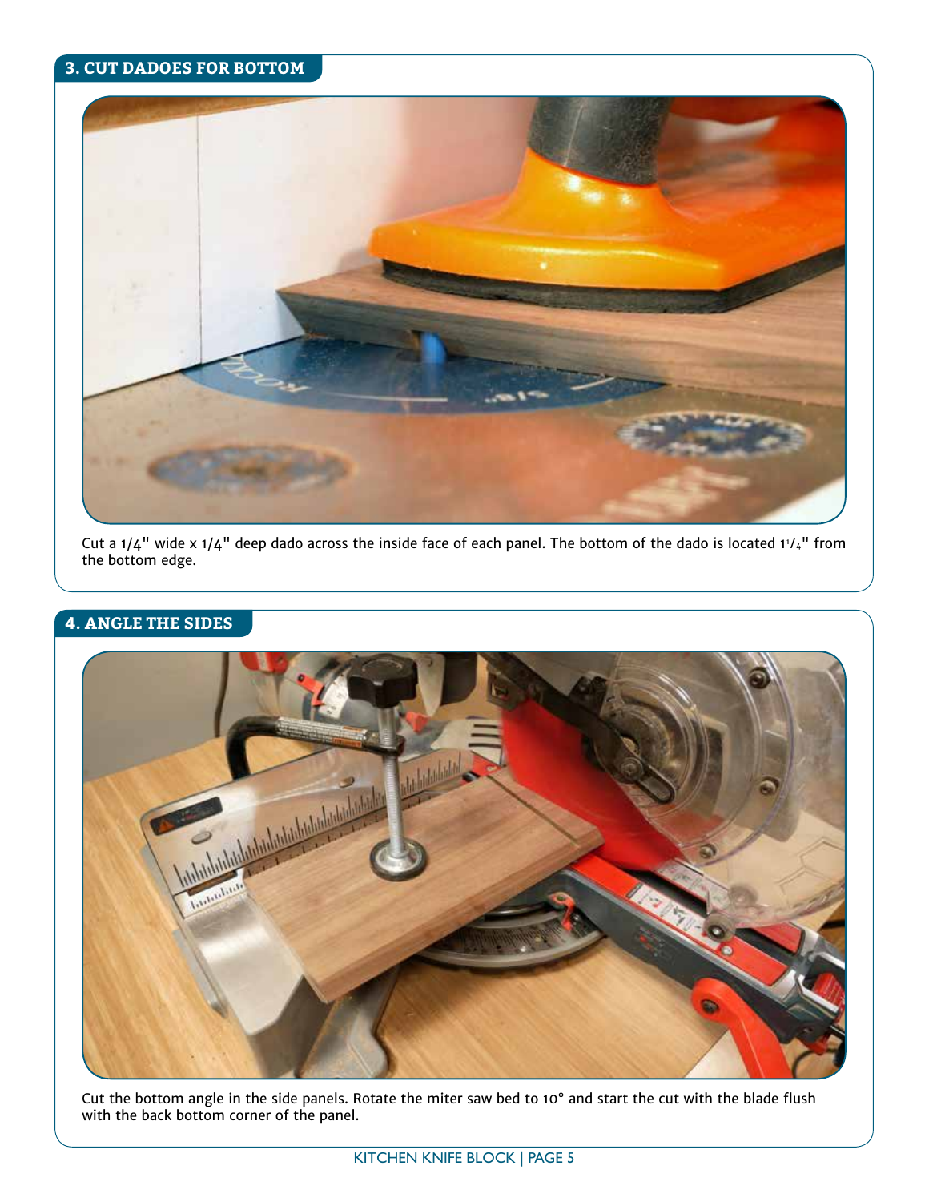## 3. CUT DADOES FOR BOTTOM

Cut a 1/4" wide x 1/4" deep dado across the inside face of each panel. The bottom of the dado is located 1 1/4" from the bottom edge.

## 4. ANGLE THE SIDES

Cut the bottom angle in the side panels. Rotate the miter saw bed to 10° and start the cut with the blade flush with the back bottom corner of the panel.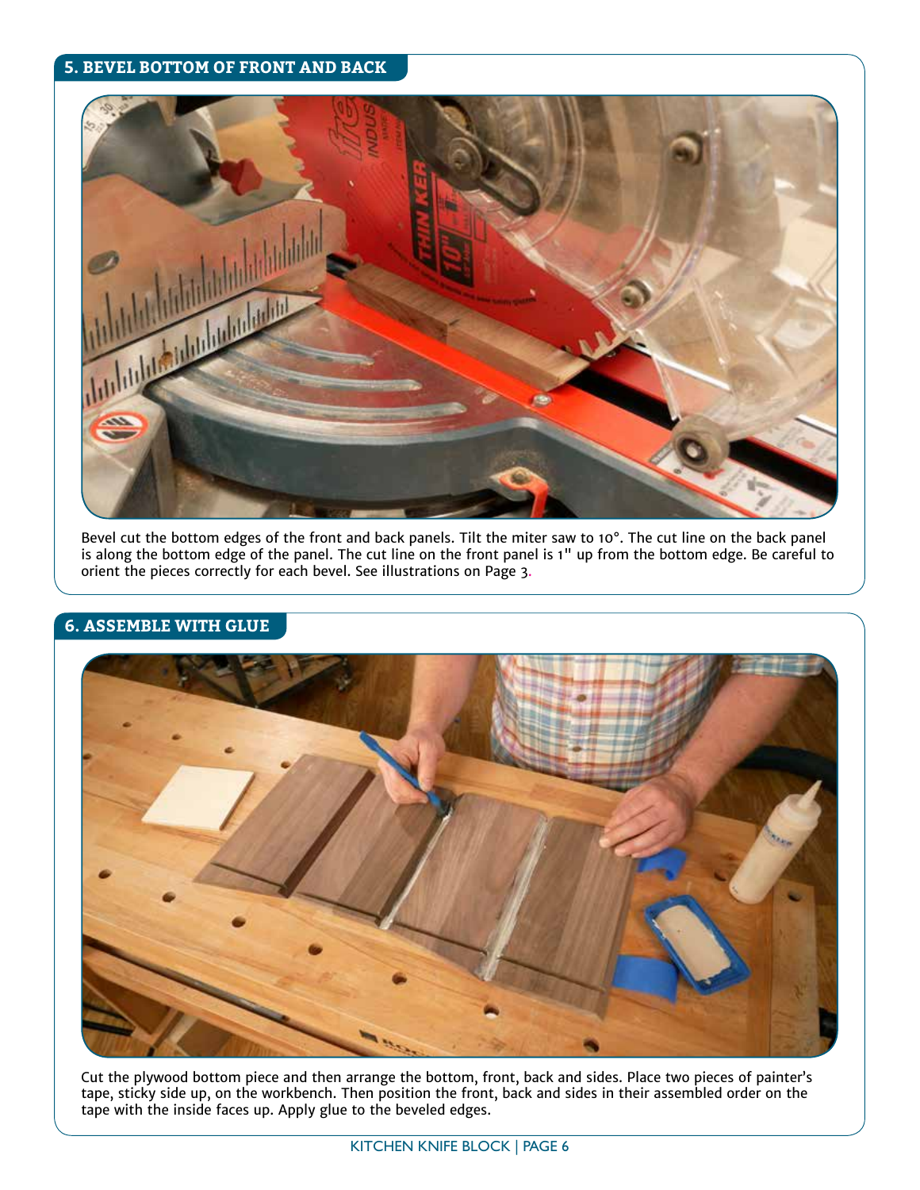## 5. BEVEL BOTTOM OF FRONT AND BACK

Bevel cut the bottom edges of the front and back panels. Tilt the miter saw to 10°. The cut line on the back panel is along the bottom edge of the panel. The cut line on the front panel is 1" up from the bottom edge. Be careful to orient the pieces correctly for each bevel. See illustrations on Page 3.

## 6. ASSEMBLE WITH GLUE

Cut the plywood bottom piece and then arrange the bottom, front, back and sides. Place two pieces of painter's tape, sticky side up, on the workbench. Then position the front, back and sides in their assembled order on the tape with the inside faces up. Apply glue to the beveled edges.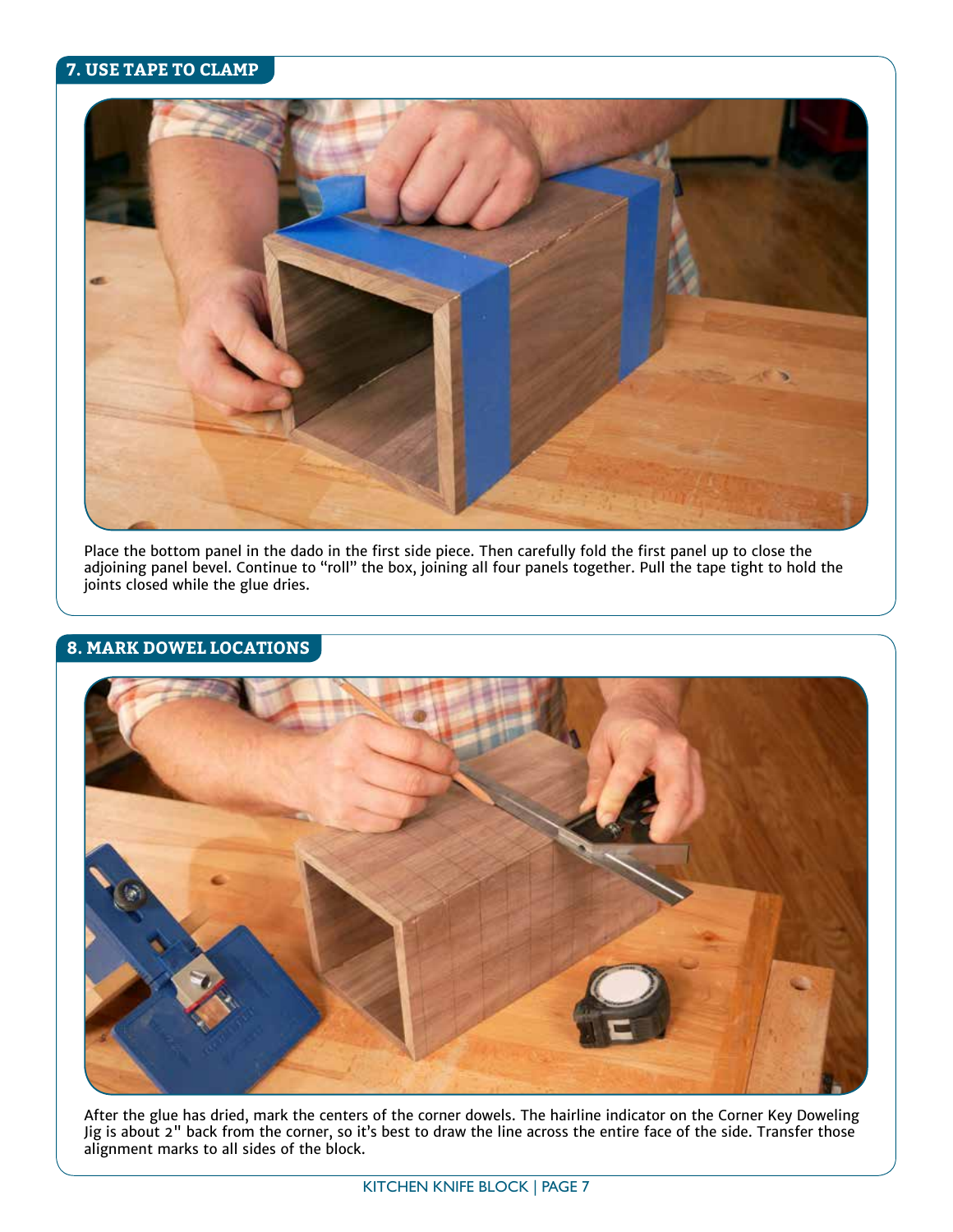## 7. USE TAPE TO CLAMP

Place the bottom panel in the dado in the first side piece. Then carefully fold the first panel up to close the adjoining panel bevel. Continue to "roll" the box, joining all four panels together. Pull the tape tight to hold the joints closed while the glue dries.

## 8. MARK DOWEL LOCATIONS

After the glue has dried, mark the centers of the corner dowels. The hairline indicator on the Corner Key Doweling Jig is about 2" back from the corner, so it's best to draw the line across the entire face of the side. Transfer those alignment marks to all sides of the block.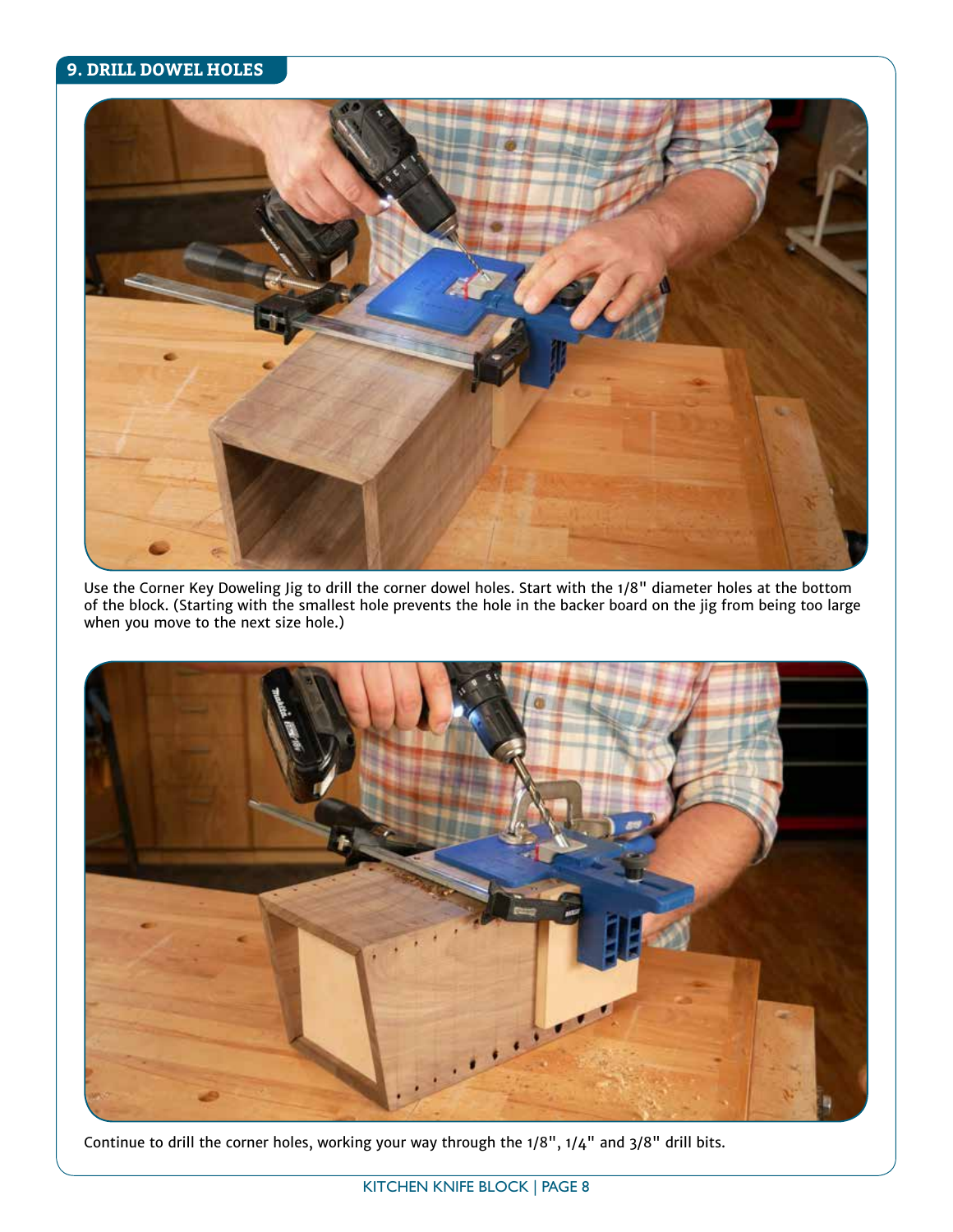## 9. DRILL DOWEL HOLES

Use the Corner Key Doweling Jig to drill the corner dowel holes. Start with the 1/8" diameter holes at the bottom of the block. (Starting with the smallest hole prevents the hole in the backer board on the jig from being too large when you move to the next size hole.)

Continue to drill the corner holes, working your way through the 1/8", 1/4" and 3/8" drill bits.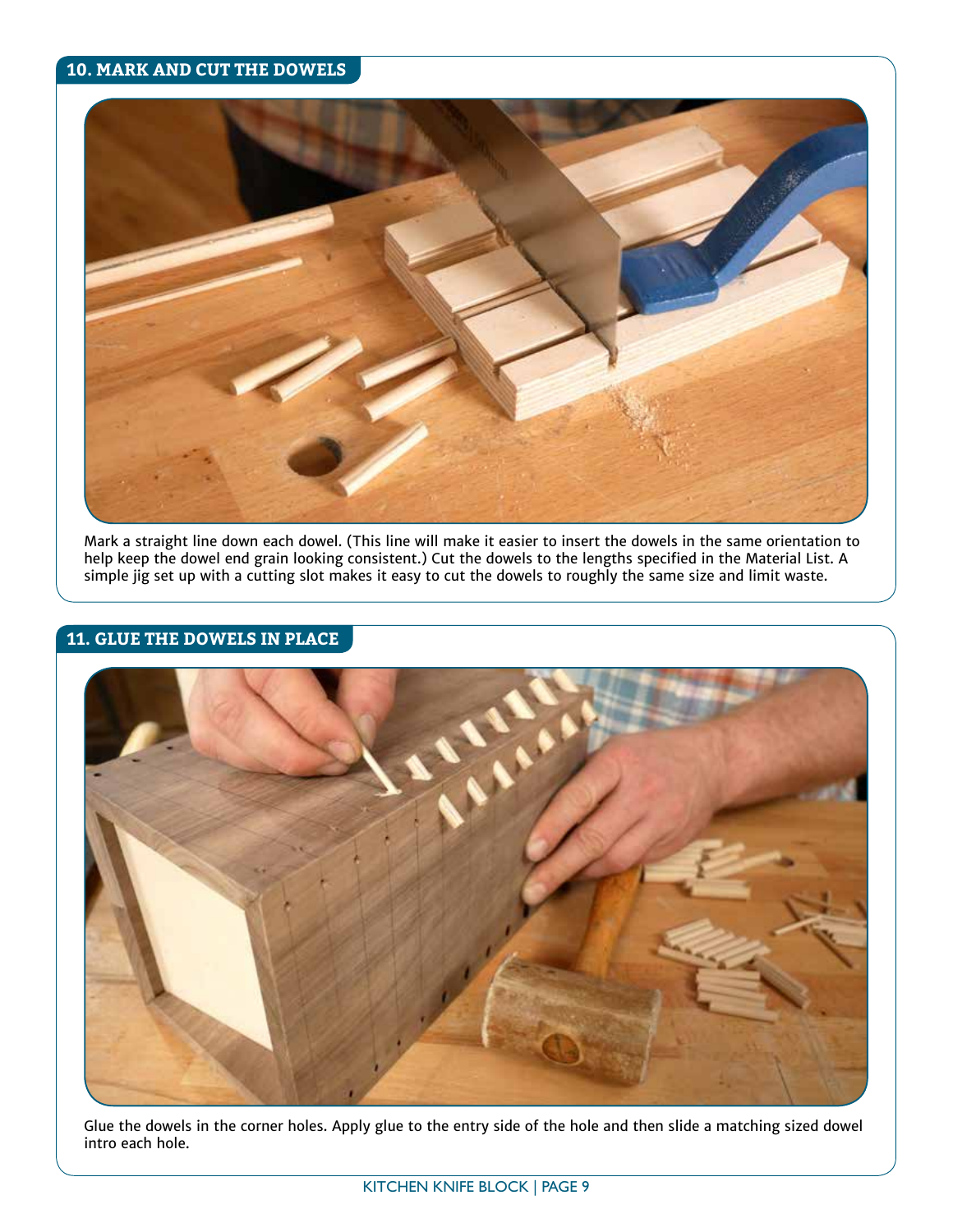## 10. MARK AND CUT THE DOWELS

Mark a straight line down each dowel. (This line will make it easier to insert the dowels in the same orientation to help keep the dowel end grain looking consistent.) Cut the dowels to the lengths specified in the Material List. A simple jig set up with a cutting slot makes it easy to cut the dowels to roughly the same size and limit waste.

## 11. GLUE THE DOWELS IN PLACE

Glue the dowels in the corner holes. Apply glue to the entry side of the hole and then slide a matching sized dowel intro each hole.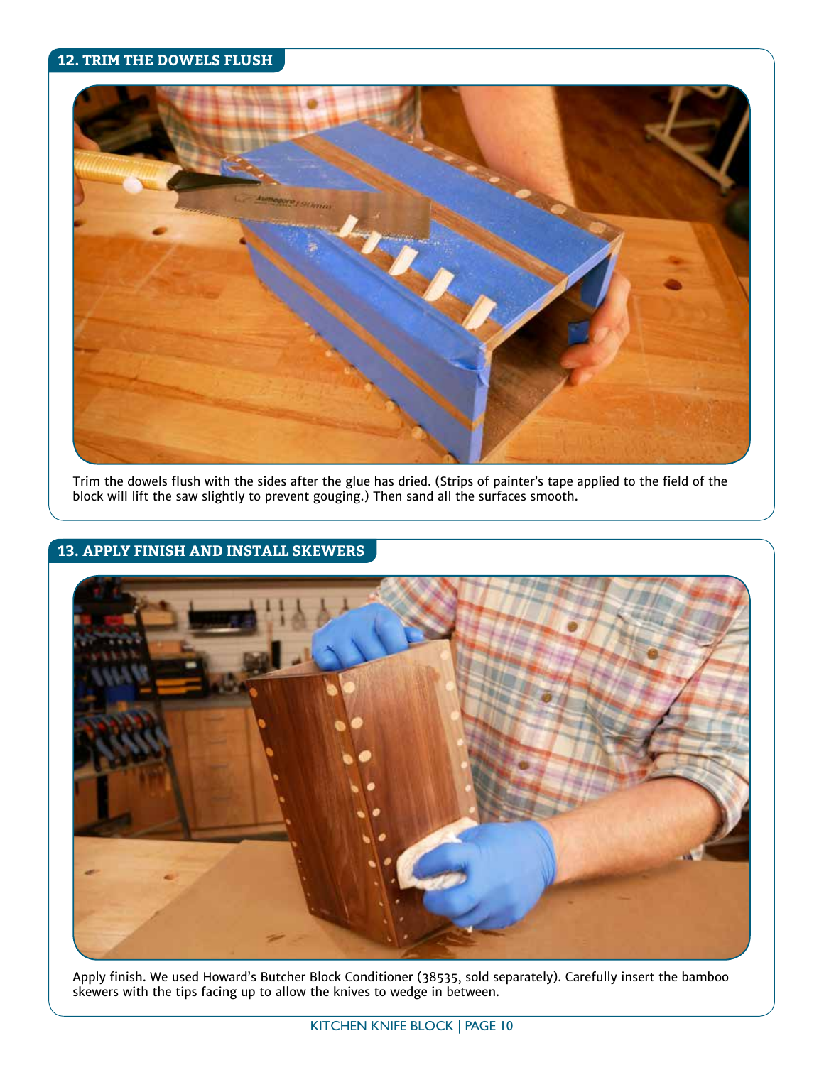## 12. TRIM THE DOWELS FLUSH

Trim the dowels flush with the sides after the glue has dried. (Strips of painter's tape applied to the field of the block will lift the saw slightly to prevent gouging.) Then sand all the surfaces smooth.

## 13. APPLY FINISH AND INSTALL SKEWERS

Apply finish. We used Howard's Butcher Block Conditioner (38535, sold separately). Carefully insert the bamboo skewers with the tips facing up to allow the knives to wedge in between.